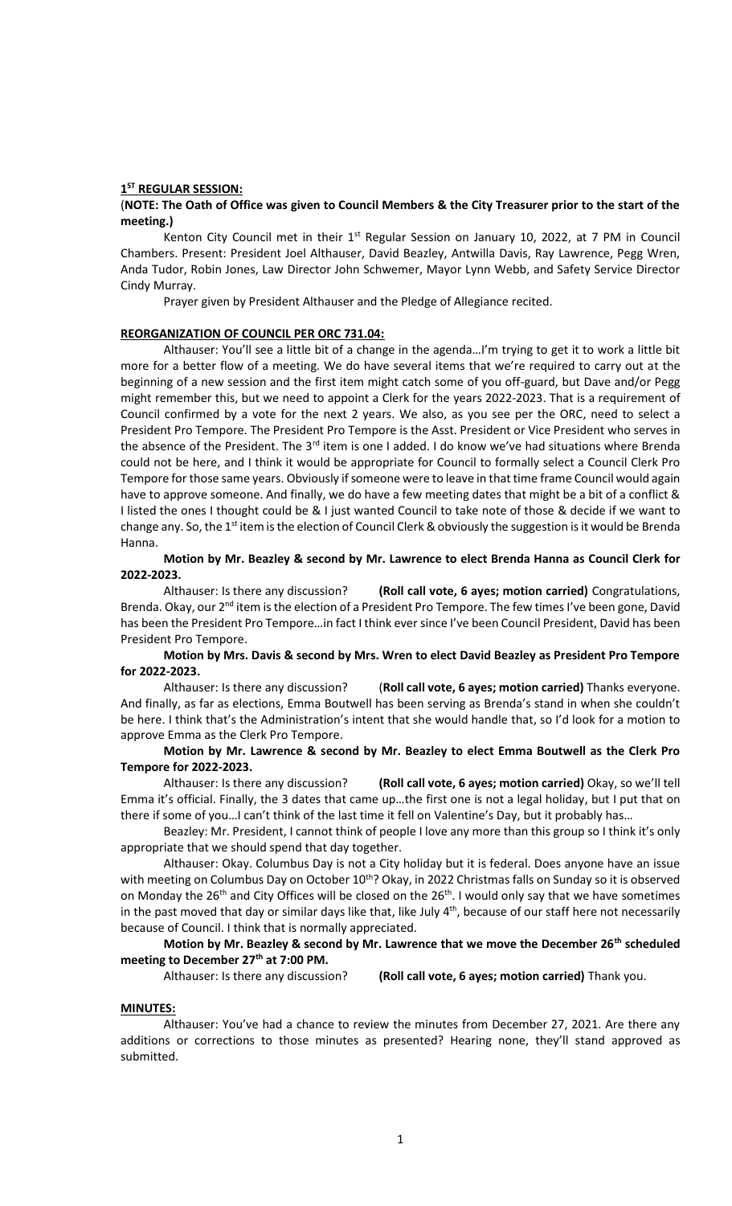**1ST REGULAR SESSION:**

(**NOTE: The Oath of Office was given to Council Members & the City Treasurer prior to the start of the meeting.)**

Kenton City Council met in their 1st Regular Session on January 10, 2022, at 7 PM in Council Chambers. Present: President Joel Althauser, David Beazley, Antwilla Davis, Ray Lawrence, Pegg Wren, Anda Tudor, Robin Jones, Law Director John Schwemer, Mayor Lynn Webb, and Safety Service Director Cindy Murray.

Prayer given by President Althauser and the Pledge of Allegiance recited.

**REORGANIZATION OF COUNCIL PER ORC 731.04:**

Althauser: You'll see a little bit of a change in the agenda…I'm trying to get it to work a little bit more for a better flow of a meeting. We do have several items that we're required to carry out at the beginning of a new session and the first item might catch some of you off-guard, but Dave and/or Pegg might remember this, but we need to appoint a Clerk for the years 2022-2023. That is a requirement of Council confirmed by a vote for the next 2 years. We also, as you see per the ORC, need to select a President Pro Tempore. The President Pro Tempore is the Asst. President or Vice President who serves in the absence of the President. The 3rd item is one I added. I do know we've had situations where Brenda could not be here, and I think it would be appropriate for Council to formally select a Council Clerk Pro Tempore for those same years. Obviously if someone were to leave in that time frame Council would again have to approve someone. And finally, we do have a few meeting dates that might be a bit of a conflict & I listed the ones I thought could be & I just wanted Council to take note of those & decide if we want to change any. So, the 1st item is the election of Council Clerk & obviously the suggestion is it would be Brenda Hanna.

**Motion by Mr. Beazley & second by Mr. Lawrence to elect Brenda Hanna as Council Clerk for 2022-2023.**

Althauser: Is there any discussion? **(Roll call vote, 6 ayes; motion carried)** Congratulations, Brenda. Okay, our 2nd item is the election of a President Pro Tempore. The few times I've been gone, David has been the President Pro Tempore…in fact I think ever since I've been Council President, David has been President Pro Tempore.

**Motion by Mrs. Davis & second by Mrs. Wren to elect David Beazley as President Pro Tempore for 2022-2023.**

Althauser: Is there any discussion? (**Roll call vote, 6 ayes; motion carried)** Thanks everyone. And finally, as far as elections, Emma Boutwell has been serving as Brenda's stand in when she couldn't be here. I think that's the Administration's intent that she would handle that, so I'd look for a motion to approve Emma as the Clerk Pro Tempore.

**Motion by Mr. Lawrence & second by Mr. Beazley to elect Emma Boutwell as the Clerk Pro Tempore for 2022-2023.**

Althauser: Is there any discussion? **(Roll call vote, 6 ayes; motion carried)** Okay, so we'll tell Emma it's official. Finally, the 3 dates that came up…the first one is not a legal holiday, but I put that on there if some of you…I can't think of the last time it fell on Valentine's Day, but it probably has…

Beazley: Mr. President, I cannot think of people I love any more than this group so I think it's only appropriate that we should spend that day together.

Althauser: Okay. Columbus Day is not a City holiday but it is federal. Does anyone have an issue with meeting on Columbus Day on October 10th? Okay, in 2022 Christmas falls on Sunday so it is observed on Monday the 26th and City Offices will be closed on the 26th. I would only say that we have sometimes in the past moved that day or similar days like that, like July 4th, because of our staff here not necessarily because of Council. I think that is normally appreciated.

**Motion by Mr. Beazley & second by Mr. Lawrence that we move the December 26th scheduled meeting to December 27th at 7:00 PM.**

Althauser: Is there any discussion? **(Roll call vote, 6 ayes; motion carried)** Thank you.

**MINUTES:**

Althauser: You've had a chance to review the minutes from December 27, 2021. Are there any additions or corrections to those minutes as presented? Hearing none, they'll stand approved as submitted.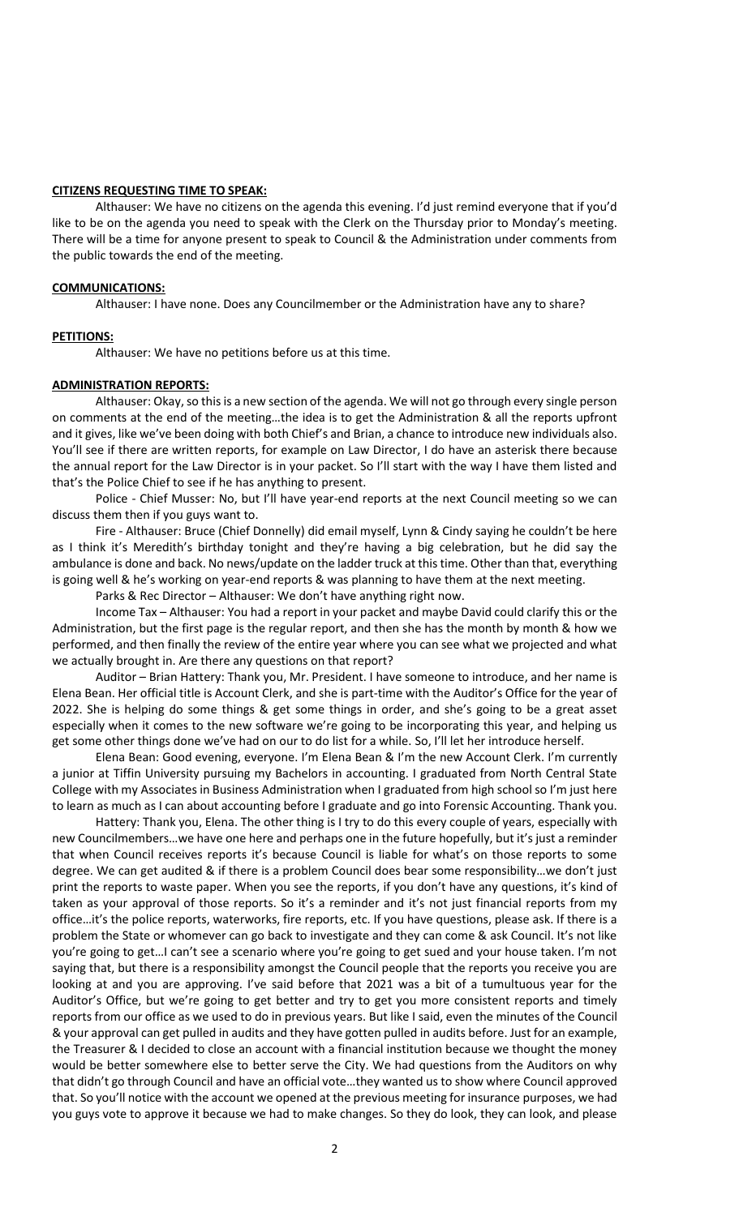**CITIZENS REQUESTING TIME TO SPEAK:**

Althauser: We have no citizens on the agenda this evening. I'd just remind everyone that if you'd like to be on the agenda you need to speak with the Clerk on the Thursday prior to Monday's meeting. There will be a time for anyone present to speak to Council & the Administration under comments from the public towards the end of the meeting.

**COMMUNICATIONS:**

Althauser: I have none. Does any Councilmember or the Administration have any to share?

**PETITIONS:**

Althauser: We have no petitions before us at this time.

**ADMINISTRATION REPORTS:**

Althauser: Okay, so this is a new section of the agenda. We will not go through every single person on comments at the end of the meeting…the idea is to get the Administration & all the reports upfront and it gives, like we've been doing with both Chief's and Brian, a chance to introduce new individuals also. You'll see if there are written reports, for example on Law Director, I do have an asterisk there because the annual report for the Law Director is in your packet. So I'll start with the way I have them listed and that's the Police Chief to see if he has anything to present.

Police - Chief Musser: No, but I'll have year-end reports at the next Council meeting so we can discuss them then if you guys want to.

Fire - Althauser: Bruce (Chief Donnelly) did email myself, Lynn & Cindy saying he couldn't be here as I think it's Meredith's birthday tonight and they're having a big celebration, but he did say the ambulance is done and back. No news/update on the ladder truck at this time. Other than that, everything is going well & he's working on year-end reports & was planning to have them at the next meeting.

Parks & Rec Director – Althauser: We don't have anything right now.

Income Tax – Althauser: You had a report in your packet and maybe David could clarify this or the Administration, but the first page is the regular report, and then she has the month by month & how we performed, and then finally the review of the entire year where you can see what we projected and what we actually brought in. Are there any questions on that report?

Auditor – Brian Hattery: Thank you, Mr. President. I have someone to introduce, and her name is Elena Bean. Her official title is Account Clerk, and she is part-time with the Auditor's Office for the year of 2022. She is helping do some things & get some things in order, and she's going to be a great asset especially when it comes to the new software we're going to be incorporating this year, and helping us get some other things done we've had on our to do list for a while. So, I'll let her introduce herself.

Elena Bean: Good evening, everyone. I'm Elena Bean & I'm the new Account Clerk. I'm currently a junior at Tiffin University pursuing my Bachelors in accounting. I graduated from North Central State College with my Associates in Business Administration when I graduated from high school so I'm just here to learn as much as I can about accounting before I graduate and go into Forensic Accounting. Thank you.

Hattery: Thank you, Elena. The other thing is I try to do this every couple of years, especially with new Councilmembers…we have one here and perhaps one in the future hopefully, but it's just a reminder that when Council receives reports it's because Council is liable for what's on those reports to some degree. We can get audited & if there is a problem Council does bear some responsibility…we don't just print the reports to waste paper. When you see the reports, if you don't have any questions, it's kind of taken as your approval of those reports. So it's a reminder and it's not just financial reports from my office…it's the police reports, waterworks, fire reports, etc. If you have questions, please ask. If there is a problem the State or whomever can go back to investigate and they can come & ask Council. It's not like you're going to get…I can't see a scenario where you're going to get sued and your house taken. I'm not saying that, but there is a responsibility amongst the Council people that the reports you receive you are looking at and you are approving. I've said before that 2021 was a bit of a tumultuous year for the Auditor's Office, but we're going to get better and try to get you more consistent reports and timely reports from our office as we used to do in previous years. But like I said, even the minutes of the Council & your approval can get pulled in audits and they have gotten pulled in audits before. Just for an example, the Treasurer & I decided to close an account with a financial institution because we thought the money would be better somewhere else to better serve the City. We had questions from the Auditors on why that didn't go through Council and have an official vote…they wanted us to show where Council approved that. So you'll notice with the account we opened at the previous meeting for insurance purposes, we had you guys vote to approve it because we had to make changes. So they do look, they can look, and please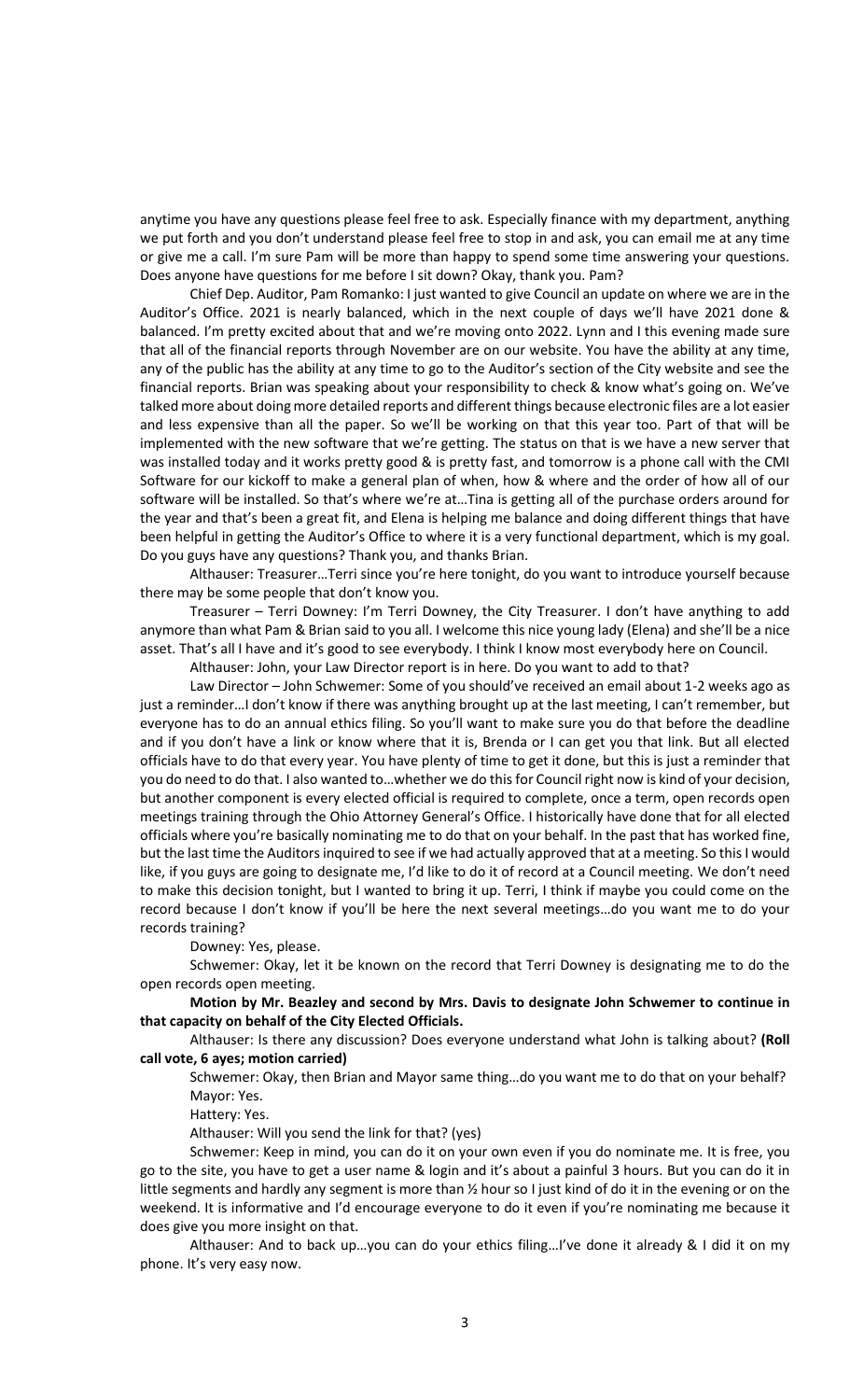anytime you have any questions please feel free to ask. Especially finance with my department, anything we put forth and you don't understand please feel free to stop in and ask, you can email me at any time or give me a call. I'm sure Pam will be more than happy to spend some time answering your questions. Does anyone have questions for me before I sit down? Okay, thank you. Pam?

Chief Dep. Auditor, Pam Romanko: I just wanted to give Council an update on where we are in the Auditor's Office. 2021 is nearly balanced, which in the next couple of days we'll have 2021 done & balanced. I'm pretty excited about that and we're moving onto 2022. Lynn and I this evening made sure that all of the financial reports through November are on our website. You have the ability at any time, any of the public has the ability at any time to go to the Auditor's section of the City website and see the financial reports. Brian was speaking about your responsibility to check & know what's going on. We've talked more about doing more detailed reports and different things because electronic files are a lot easier and less expensive than all the paper. So we'll be working on that this year too. Part of that will be implemented with the new software that we're getting. The status on that is we have a new server that was installed today and it works pretty good & is pretty fast, and tomorrow is a phone call with the CMI Software for our kickoff to make a general plan of when, how & where and the order of how all of our software will be installed. So that's where we're at…Tina is getting all of the purchase orders around for the year and that's been a great fit, and Elena is helping me balance and doing different things that have been helpful in getting the Auditor's Office to where it is a very functional department, which is my goal. Do you guys have any questions? Thank you, and thanks Brian.

Althauser: Treasurer…Terri since you're here tonight, do you want to introduce yourself because there may be some people that don't know you.

Treasurer – Terri Downey: I'm Terri Downey, the City Treasurer. I don't have anything to add anymore than what Pam & Brian said to you all. I welcome this nice young lady (Elena) and she'll be a nice asset. That's all I have and it's good to see everybody. I think I know most everybody here on Council.

Althauser: John, your Law Director report is in here. Do you want to add to that?

Law Director – John Schwemer: Some of you should've received an email about 1-2 weeks ago as just a reminder…I don't know if there was anything brought up at the last meeting, I can't remember, but everyone has to do an annual ethics filing. So you'll want to make sure you do that before the deadline and if you don't have a link or know where that it is, Brenda or I can get you that link. But all elected officials have to do that every year. You have plenty of time to get it done, but this is just a reminder that you do need to do that. I also wanted to…whether we do this for Council right now is kind of your decision, but another component is every elected official is required to complete, once a term, open records open meetings training through the Ohio Attorney General's Office. I historically have done that for all elected officials where you're basically nominating me to do that on your behalf. In the past that has worked fine, but the last time the Auditors inquired to see if we had actually approved that at a meeting. So this I would like, if you guys are going to designate me, I'd like to do it of record at a Council meeting. We don't need to make this decision tonight, but I wanted to bring it up. Terri, I think if maybe you could come on the record because I don't know if you'll be here the next several meetings…do you want me to do your records training?

Downey: Yes, please.

Schwemer: Okay, let it be known on the record that Terri Downey is designating me to do the open records open meeting.

**Motion by Mr. Beazley and second by Mrs. Davis to designate John Schwemer to continue in that capacity on behalf of the City Elected Officials.**

Althauser: Is there any discussion? Does everyone understand what John is talking about? **(Roll call vote, 6 ayes; motion carried)**

Schwemer: Okay, then Brian and Mayor same thing…do you want me to do that on your behalf?

Mayor: Yes.

Hattery: Yes.

Althauser: Will you send the link for that? (yes)

Schwemer: Keep in mind, you can do it on your own even if you do nominate me. It is free, you go to the site, you have to get a user name & login and it's about a painful 3 hours. But you can do it in little segments and hardly any segment is more than ½ hour so I just kind of do it in the evening or on the weekend. It is informative and I'd encourage everyone to do it even if you're nominating me because it does give you more insight on that.

Althauser: And to back up…you can do your ethics filing…I've done it already & I did it on my phone. It's very easy now.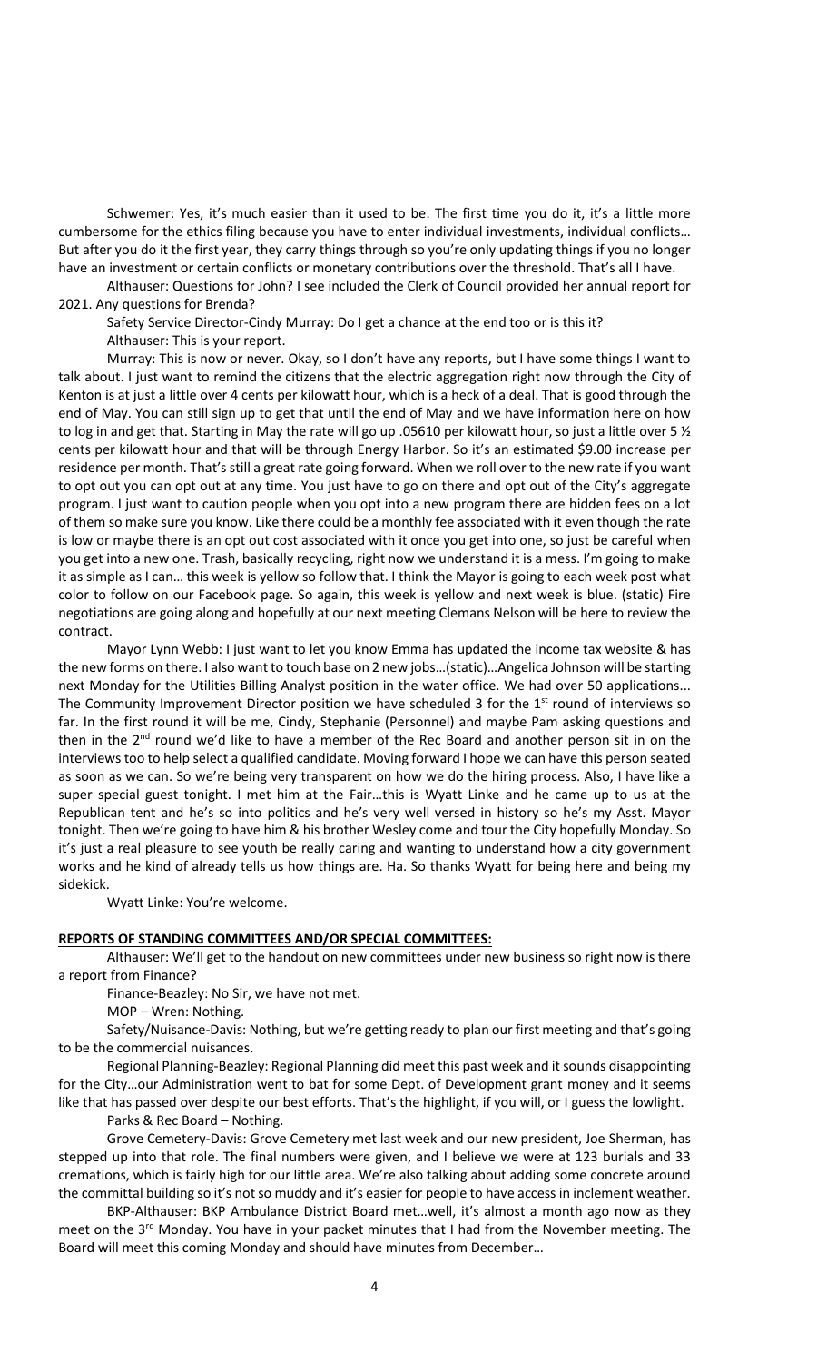Schwemer: Yes, it's much easier than it used to be. The first time you do it, it's a little more cumbersome for the ethics filing because you have to enter individual investments, individual conflicts… But after you do it the first year, they carry things through so you're only updating things if you no longer have an investment or certain conflicts or monetary contributions over the threshold. That's all I have.

Althauser: Questions for John? I see included the Clerk of Council provided her annual report for 2021. Any questions for Brenda?

Safety Service Director-Cindy Murray: Do I get a chance at the end too or is this it?

Althauser: This is your report.

Murray: This is now or never. Okay, so I don't have any reports, but I have some things I want to talk about. I just want to remind the citizens that the electric aggregation right now through the City of Kenton is at just a little over 4 cents per kilowatt hour, which is a heck of a deal. That is good through the end of May. You can still sign up to get that until the end of May and we have information here on how to log in and get that. Starting in May the rate will go up .05610 per kilowatt hour, so just a little over 5 ½ cents per kilowatt hour and that will be through Energy Harbor. So it's an estimated $9.00 increase per residence per month. That's still a great rate going forward. When we roll over to the new rate if you want to opt out you can opt out at any time. You just have to go on there and opt out of the City's aggregate program. I just want to caution people when you opt into a new program there are hidden fees on a lot of them so make sure you know. Like there could be a monthly fee associated with it even though the rate is low or maybe there is an opt out cost associated with it once you get into one, so just be careful when you get into a new one. Trash, basically recycling, right now we understand it is a mess. I'm going to make it as simple as I can… this week is yellow so follow that. I think the Mayor is going to each week post what color to follow on our Facebook page. So again, this week is yellow and next week is blue. (static) Fire negotiations are going along and hopefully at our next meeting Clemans Nelson will be here to review the contract.

Mayor Lynn Webb: I just want to let you know Emma has updated the income tax website & has the new forms on there. I also want to touch base on 2 new jobs…(static)…Angelica Johnson will be starting next Monday for the Utilities Billing Analyst position in the water office. We had over 50 applications... The Community Improvement Director position we have scheduled 3 for the 1st round of interviews so far. In the first round it will be me, Cindy, Stephanie (Personnel) and maybe Pam asking questions and then in the 2nd round we'd like to have a member of the Rec Board and another person sit in on the interviews too to help select a qualified candidate. Moving forward I hope we can have this person seated as soon as we can. So we're being very transparent on how we do the hiring process. Also, I have like a super special guest tonight. I met him at the Fair…this is Wyatt Linke and he came up to us at the Republican tent and he's so into politics and he's very well versed in history so he's my Asst. Mayor tonight. Then we're going to have him & his brother Wesley come and tour the City hopefully Monday. So it's just a real pleasure to see youth be really caring and wanting to understand how a city government works and he kind of already tells us how things are. Ha. So thanks Wyatt for being here and being my sidekick.

Wyatt Linke: You're welcome.

**REPORTS OF STANDING COMMITTEES AND/OR SPECIAL COMMITTEES:**

Althauser: We'll get to the handout on new committees under new business so right now is there a report from Finance?

Finance-Beazley: No Sir, we have not met.

MOP – Wren: Nothing.

Safety/Nuisance-Davis: Nothing, but we're getting ready to plan our first meeting and that's going to be the commercial nuisances.

Regional Planning-Beazley: Regional Planning did meet this past week and it sounds disappointing for the City…our Administration went to bat for some Dept. of Development grant money and it seems like that has passed over despite our best efforts. That's the highlight, if you will, or I guess the lowlight.

Parks & Rec Board – Nothing.

Grove Cemetery-Davis: Grove Cemetery met last week and our new president, Joe Sherman, has stepped up into that role. The final numbers were given, and I believe we were at 123 burials and 33 cremations, which is fairly high for our little area. We're also talking about adding some concrete around the committal building so it's not so muddy and it's easier for people to have access in inclement weather.

BKP-Althauser: BKP Ambulance District Board met…well, it's almost a month ago now as they meet on the 3rd Monday. You have in your packet minutes that I had from the November meeting. The Board will meet this coming Monday and should have minutes from December…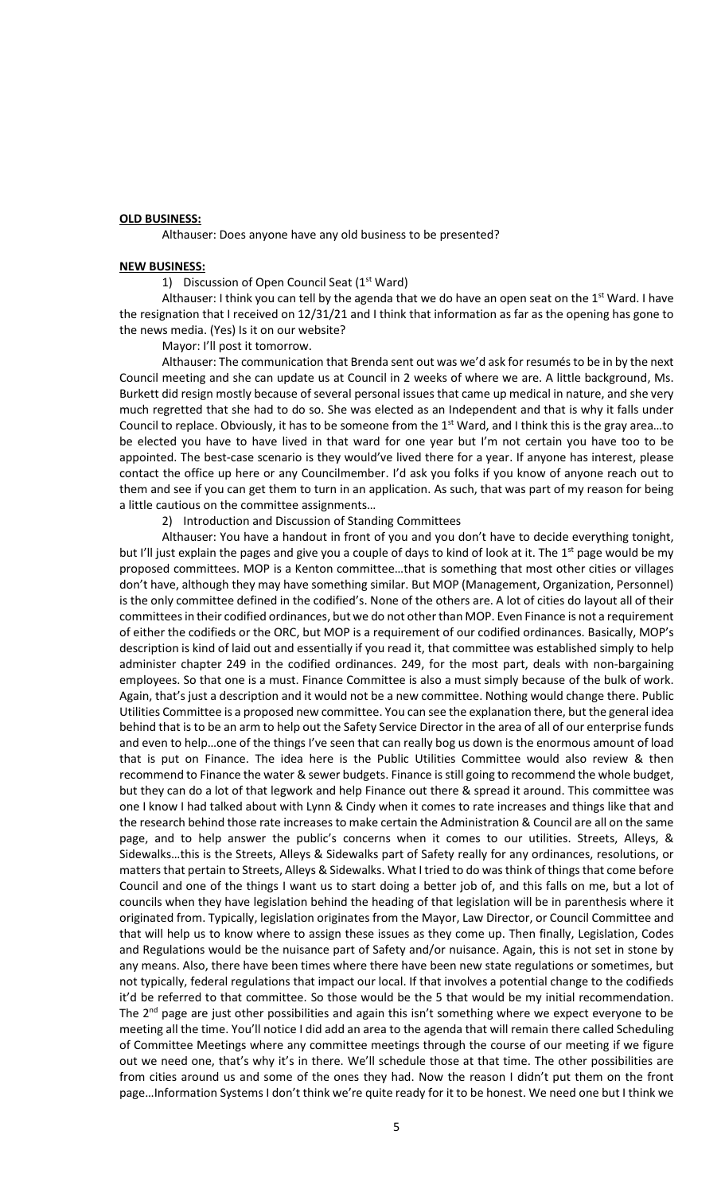**OLD BUSINESS:**

Althauser: Does anyone have any old business to be presented?

**NEW BUSINESS:**

1) Discussion of Open Council Seat (1st Ward)

Althauser: I think you can tell by the agenda that we do have an open seat on the 1st Ward. I have the resignation that I received on 12/31/21 and I think that information as far as the opening has gone to the news media. (Yes) Is it on our website?

Mayor: I'll post it tomorrow.

Althauser: The communication that Brenda sent out was we'd ask for resumés to be in by the next Council meeting and she can update us at Council in 2 weeks of where we are. A little background, Ms. Burkett did resign mostly because of several personal issues that came up medical in nature, and she very much regretted that she had to do so. She was elected as an Independent and that is why it falls under Council to replace. Obviously, it has to be someone from the 1st Ward, and I think this is the gray area…to be elected you have to have lived in that ward for one year but I'm not certain you have too to be appointed. The best-case scenario is they would've lived there for a year. If anyone has interest, please contact the office up here or any Councilmember. I'd ask you folks if you know of anyone reach out to them and see if you can get them to turn in an application. As such, that was part of my reason for being a little cautious on the committee assignments…

2) Introduction and Discussion of Standing Committees

Althauser: You have a handout in front of you and you don't have to decide everything tonight, but I'll just explain the pages and give you a couple of days to kind of look at it. The 1st page would be my proposed committees. MOP is a Kenton committee…that is something that most other cities or villages don't have, although they may have something similar. But MOP (Management, Organization, Personnel) is the only committee defined in the codified's. None of the others are. A lot of cities do layout all of their committees in their codified ordinances, but we do not other than MOP. Even Finance is not a requirement of either the codifieds or the ORC, but MOP is a requirement of our codified ordinances. Basically, MOP's description is kind of laid out and essentially if you read it, that committee was established simply to help administer chapter 249 in the codified ordinances. 249, for the most part, deals with non-bargaining employees. So that one is a must. Finance Committee is also a must simply because of the bulk of work. Again, that's just a description and it would not be a new committee. Nothing would change there. Public Utilities Committee is a proposed new committee. You can see the explanation there, but the general idea behind that is to be an arm to help out the Safety Service Director in the area of all of our enterprise funds and even to help…one of the things I've seen that can really bog us down is the enormous amount of load that is put on Finance. The idea here is the Public Utilities Committee would also review & then recommend to Finance the water & sewer budgets. Finance is still going to recommend the whole budget, but they can do a lot of that legwork and help Finance out there & spread it around. This committee was one I know I had talked about with Lynn & Cindy when it comes to rate increases and things like that and the research behind those rate increases to make certain the Administration & Council are all on the same page, and to help answer the public's concerns when it comes to our utilities. Streets, Alleys, & Sidewalks…this is the Streets, Alleys & Sidewalks part of Safety really for any ordinances, resolutions, or matters that pertain to Streets, Alleys & Sidewalks. What I tried to do was think of things that come before Council and one of the things I want us to start doing a better job of, and this falls on me, but a lot of councils when they have legislation behind the heading of that legislation will be in parenthesis where it originated from. Typically, legislation originates from the Mayor, Law Director, or Council Committee and that will help us to know where to assign these issues as they come up. Then finally, Legislation, Codes and Regulations would be the nuisance part of Safety and/or nuisance. Again, this is not set in stone by any means. Also, there have been times where there have been new state regulations or sometimes, but not typically, federal regulations that impact our local. If that involves a potential change to the codifieds it'd be referred to that committee. So those would be the 5 that would be my initial recommendation. The 2nd page are just other possibilities and again this isn't something where we expect everyone to be meeting all the time. You'll notice I did add an area to the agenda that will remain there called Scheduling of Committee Meetings where any committee meetings through the course of our meeting if we figure out we need one, that's why it's in there. We'll schedule those at that time. The other possibilities are from cities around us and some of the ones they had. Now the reason I didn't put them on the front page…Information Systems I don't think we're quite ready for it to be honest. We need one but I think we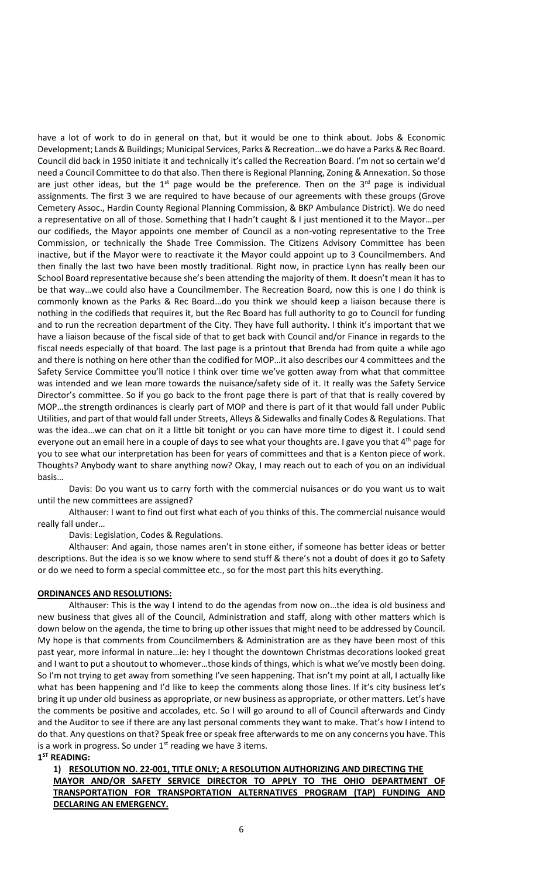have a lot of work to do in general on that, but it would be one to think about. Jobs & Economic Development; Lands & Buildings; Municipal Services, Parks & Recreation…we do have a Parks & Rec Board. Council did back in 1950 initiate it and technically it's called the Recreation Board. I'm not so certain we'd need a Council Committee to do that also. Then there is Regional Planning, Zoning & Annexation. So those are just other ideas, but the 1st page would be the preference. Then on the 3rd page is individual assignments. The first 3 we are required to have because of our agreements with these groups (Grove Cemetery Assoc., Hardin County Regional Planning Commission, & BKP Ambulance District). We do need a representative on all of those. Something that I hadn't caught & I just mentioned it to the Mayor…per our codifieds, the Mayor appoints one member of Council as a non-voting representative to the Tree Commission, or technically the Shade Tree Commission. The Citizens Advisory Committee has been inactive, but if the Mayor were to reactivate it the Mayor could appoint up to 3 Councilmembers. And then finally the last two have been mostly traditional. Right now, in practice Lynn has really been our School Board representative because she's been attending the majority of them. It doesn't mean it has to be that way…we could also have a Councilmember. The Recreation Board, now this is one I do think is commonly known as the Parks & Rec Board…do you think we should keep a liaison because there is nothing in the codifieds that requires it, but the Rec Board has full authority to go to Council for funding and to run the recreation department of the City. They have full authority. I think it's important that we have a liaison because of the fiscal side of that to get back with Council and/or Finance in regards to the fiscal needs especially of that board. The last page is a printout that Brenda had from quite a while ago and there is nothing on here other than the codified for MOP…it also describes our 4 committees and the Safety Service Committee you'll notice I think over time we've gotten away from what that committee was intended and we lean more towards the nuisance/safety side of it. It really was the Safety Service Director's committee. So if you go back to the front page there is part of that that is really covered by MOP…the strength ordinances is clearly part of MOP and there is part of it that would fall under Public Utilities, and part of that would fall under Streets, Alleys & Sidewalks and finally Codes & Regulations. That was the idea…we can chat on it a little bit tonight or you can have more time to digest it. I could send everyone out an email here in a couple of days to see what your thoughts are. I gave you that 4th page for you to see what our interpretation has been for years of committees and that is a Kenton piece of work. Thoughts? Anybody want to share anything now? Okay, I may reach out to each of you on an individual basis…

Davis: Do you want us to carry forth with the commercial nuisances or do you want us to wait until the new committees are assigned?

Althauser: I want to find out first what each of you thinks of this. The commercial nuisance would really fall under…

Davis: Legislation, Codes & Regulations.

Althauser: And again, those names aren't in stone either, if someone has better ideas or better descriptions. But the idea is so we know where to send stuff & there's not a doubt of does it go to Safety or do we need to form a special committee etc., so for the most part this hits everything.

**ORDINANCES AND RESOLUTIONS:**

Althauser: This is the way I intend to do the agendas from now on…the idea is old business and new business that gives all of the Council, Administration and staff, along with other matters which is down below on the agenda, the time to bring up other issues that might need to be addressed by Council. My hope is that comments from Councilmembers & Administration are as they have been most of this past year, more informal in nature…ie: hey I thought the downtown Christmas decorations looked great and I want to put a shoutout to whomever…those kinds of things, which is what we've mostly been doing. So I'm not trying to get away from something I've seen happening. That isn't my point at all, I actually like what has been happening and I'd like to keep the comments along those lines. If it's city business let's bring it up under old business as appropriate, or new business as appropriate, or other matters. Let's have the comments be positive and accolades, etc. So I will go around to all of Council afterwards and Cindy and the Auditor to see if there are any last personal comments they want to make. That's how I intend to do that. Any questions on that? Speak free or speak free afterwards to me on any concerns you have. This is a work in progress. So under 1st reading we have 3 items.

**1ST READING:**

1) **RESOLUTION NO. 22-001, TITLE ONLY; A RESOLUTION AUTHORIZING AND DIRECTING THE MAYOR AND/OR SAFETY SERVICE DIRECTOR TO APPLY TO THE OHIO DEPARTMENT OF TRANSPORTATION FOR TRANSPORTATION ALTERNATIVES PROGRAM (TAP) FUNDING AND DECLARING AN EMERGENCY.**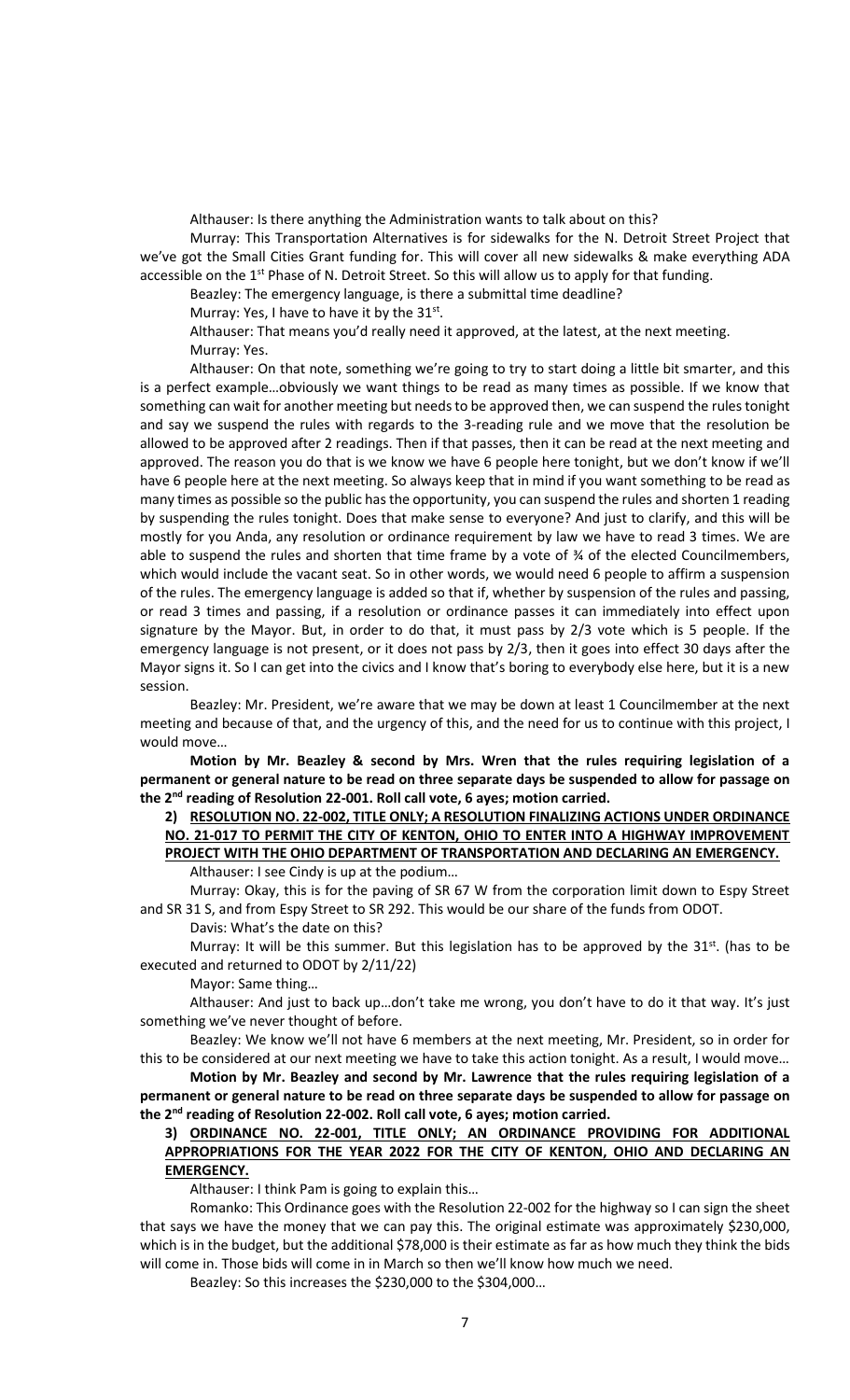Althauser: Is there anything the Administration wants to talk about on this?

Murray: This Transportation Alternatives is for sidewalks for the N. Detroit Street Project that we've got the Small Cities Grant funding for. This will cover all new sidewalks & make everything ADA accessible on the 1st Phase of N. Detroit Street. So this will allow us to apply for that funding.

Beazley: The emergency language, is there a submittal time deadline?

Murray: Yes, I have to have it by the 31st.

Althauser: That means you'd really need it approved, at the latest, at the next meeting.

Murray: Yes.

Althauser: On that note, something we're going to try to start doing a little bit smarter, and this is a perfect example…obviously we want things to be read as many times as possible. If we know that something can wait for another meeting but needs to be approved then, we can suspend the rules tonight and say we suspend the rules with regards to the 3-reading rule and we move that the resolution be allowed to be approved after 2 readings. Then if that passes, then it can be read at the next meeting and approved. The reason you do that is we know we have 6 people here tonight, but we don't know if we'll have 6 people here at the next meeting. So always keep that in mind if you want something to be read as many times as possible so the public has the opportunity, you can suspend the rules and shorten 1 reading by suspending the rules tonight. Does that make sense to everyone? And just to clarify, and this will be mostly for you Anda, any resolution or ordinance requirement by law we have to read 3 times. We are able to suspend the rules and shorten that time frame by a vote of ¾ of the elected Councilmembers, which would include the vacant seat. So in other words, we would need 6 people to affirm a suspension of the rules. The emergency language is added so that if, whether by suspension of the rules and passing, or read 3 times and passing, if a resolution or ordinance passes it can immediately into effect upon signature by the Mayor. But, in order to do that, it must pass by 2/3 vote which is 5 people. If the emergency language is not present, or it does not pass by 2/3, then it goes into effect 30 days after the Mayor signs it. So I can get into the civics and I know that's boring to everybody else here, but it is a new session.

Beazley: Mr. President, we're aware that we may be down at least 1 Councilmember at the next meeting and because of that, and the urgency of this, and the need for us to continue with this project, I would move…

**Motion by Mr. Beazley & second by Mrs. Wren that the rules requiring legislation of a permanent or general nature to be read on three separate days be suspended to allow for passage on the 2nd reading of Resolution 22-001. Roll call vote, 6 ayes; motion carried.**

**2) RESOLUTION NO. 22-002, TITLE ONLY; A RESOLUTION FINALIZING ACTIONS UNDER ORDINANCE NO. 21-017 TO PERMIT THE CITY OF KENTON, OHIO TO ENTER INTO A HIGHWAY IMPROVEMENT PROJECT WITH THE OHIO DEPARTMENT OF TRANSPORTATION AND DECLARING AN EMERGENCY.**

Althauser: I see Cindy is up at the podium…

Murray: Okay, this is for the paving of SR 67 W from the corporation limit down to Espy Street and SR 31 S, and from Espy Street to SR 292. This would be our share of the funds from ODOT.

Davis: What's the date on this?

Murray: It will be this summer. But this legislation has to be approved by the 31st. (has to be executed and returned to ODOT by 2/11/22)

Mayor: Same thing…

Althauser: And just to back up…don't take me wrong, you don't have to do it that way. It's just something we've never thought of before.

Beazley: We know we'll not have 6 members at the next meeting, Mr. President, so in order for this to be considered at our next meeting we have to take this action tonight. As a result, I would move…

**Motion by Mr. Beazley and second by Mr. Lawrence that the rules requiring legislation of a permanent or general nature to be read on three separate days be suspended to allow for passage on the 2nd reading of Resolution 22-002. Roll call vote, 6 ayes; motion carried.**

**3) ORDINANCE NO. 22-001, TITLE ONLY; AN ORDINANCE PROVIDING FOR ADDITIONAL APPROPRIATIONS FOR THE YEAR 2022 FOR THE CITY OF KENTON, OHIO AND DECLARING AN EMERGENCY.**

Althauser: I think Pam is going to explain this…

Romanko: This Ordinance goes with the Resolution 22-002 for the highway so I can sign the sheet that says we have the money that we can pay this. The original estimate was approximately $230,000, which is in the budget, but the additional $78,000 is their estimate as far as how much they think the bids will come in. Those bids will come in in March so then we'll know how much we need.

Beazley: So this increases the $230,000 to the $304,000…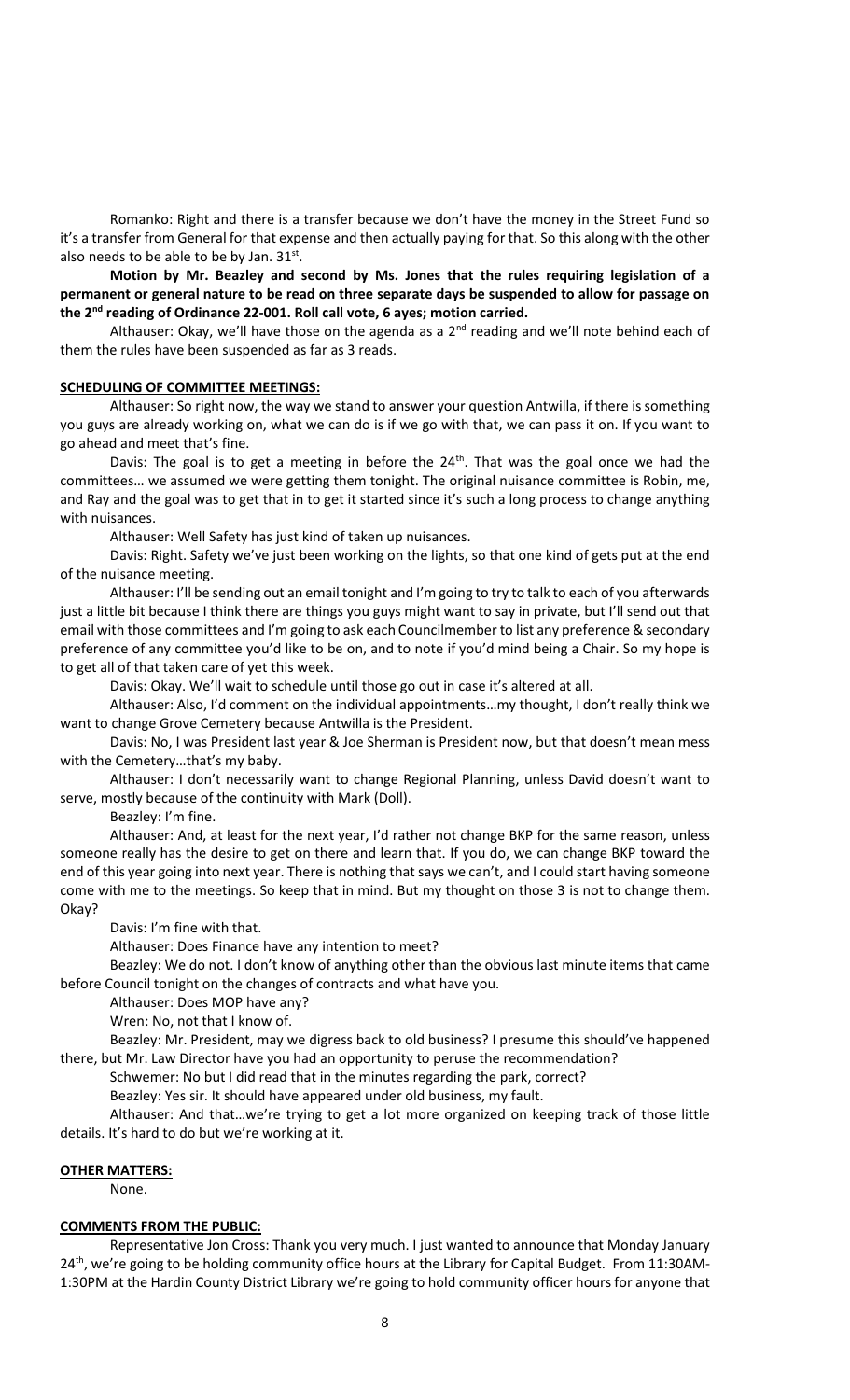Romanko: Right and there is a transfer because we don't have the money in the Street Fund so it's a transfer from General for that expense and then actually paying for that. So this along with the other also needs to be able to be by Jan. 31st.

**Motion by Mr. Beazley and second by Ms. Jones that the rules requiring legislation of a permanent or general nature to be read on three separate days be suspended to allow for passage on the 2nd reading of Ordinance 22-001. Roll call vote, 6 ayes; motion carried.**

Althauser: Okay, we'll have those on the agenda as a 2nd reading and we'll note behind each of them the rules have been suspended as far as 3 reads.

**SCHEDULING OF COMMITTEE MEETINGS:**

Althauser: So right now, the way we stand to answer your question Antwilla, if there is something you guys are already working on, what we can do is if we go with that, we can pass it on. If you want to go ahead and meet that's fine.

Davis: The goal is to get a meeting in before the 24th. That was the goal once we had the committees… we assumed we were getting them tonight. The original nuisance committee is Robin, me, and Ray and the goal was to get that in to get it started since it's such a long process to change anything with nuisances.

Althauser: Well Safety has just kind of taken up nuisances.

Davis: Right. Safety we've just been working on the lights, so that one kind of gets put at the end of the nuisance meeting.

Althauser: I'll be sending out an email tonight and I'm going to try to talk to each of you afterwards just a little bit because I think there are things you guys might want to say in private, but I'll send out that email with those committees and I'm going to ask each Councilmember to list any preference & secondary preference of any committee you'd like to be on, and to note if you'd mind being a Chair. So my hope is to get all of that taken care of yet this week.

Davis: Okay. We'll wait to schedule until those go out in case it's altered at all.

Althauser: Also, I'd comment on the individual appointments…my thought, I don't really think we want to change Grove Cemetery because Antwilla is the President.

Davis: No, I was President last year & Joe Sherman is President now, but that doesn't mean mess with the Cemetery…that's my baby.

Althauser: I don't necessarily want to change Regional Planning, unless David doesn't want to serve, mostly because of the continuity with Mark (Doll).

Beazley: I'm fine.

Althauser: And, at least for the next year, I'd rather not change BKP for the same reason, unless someone really has the desire to get on there and learn that. If you do, we can change BKP toward the end of this year going into next year. There is nothing that says we can't, and I could start having someone come with me to the meetings. So keep that in mind. But my thought on those 3 is not to change them. Okay?

Davis: I'm fine with that.

Althauser: Does Finance have any intention to meet?

Beazley: We do not. I don't know of anything other than the obvious last minute items that came before Council tonight on the changes of contracts and what have you.

Althauser: Does MOP have any?

Wren: No, not that I know of.

Beazley: Mr. President, may we digress back to old business? I presume this should've happened there, but Mr. Law Director have you had an opportunity to peruse the recommendation?

Schwemer: No but I did read that in the minutes regarding the park, correct?

Beazley: Yes sir. It should have appeared under old business, my fault.

Althauser: And that…we're trying to get a lot more organized on keeping track of those little details. It's hard to do but we're working at it.

**OTHER MATTERS:**

None.

**COMMENTS FROM THE PUBLIC:**

Representative Jon Cross: Thank you very much. I just wanted to announce that Monday January 24th, we're going to be holding community office hours at the Library for Capital Budget. From 11:30AM-1:30PM at the Hardin County District Library we're going to hold community officer hours for anyone that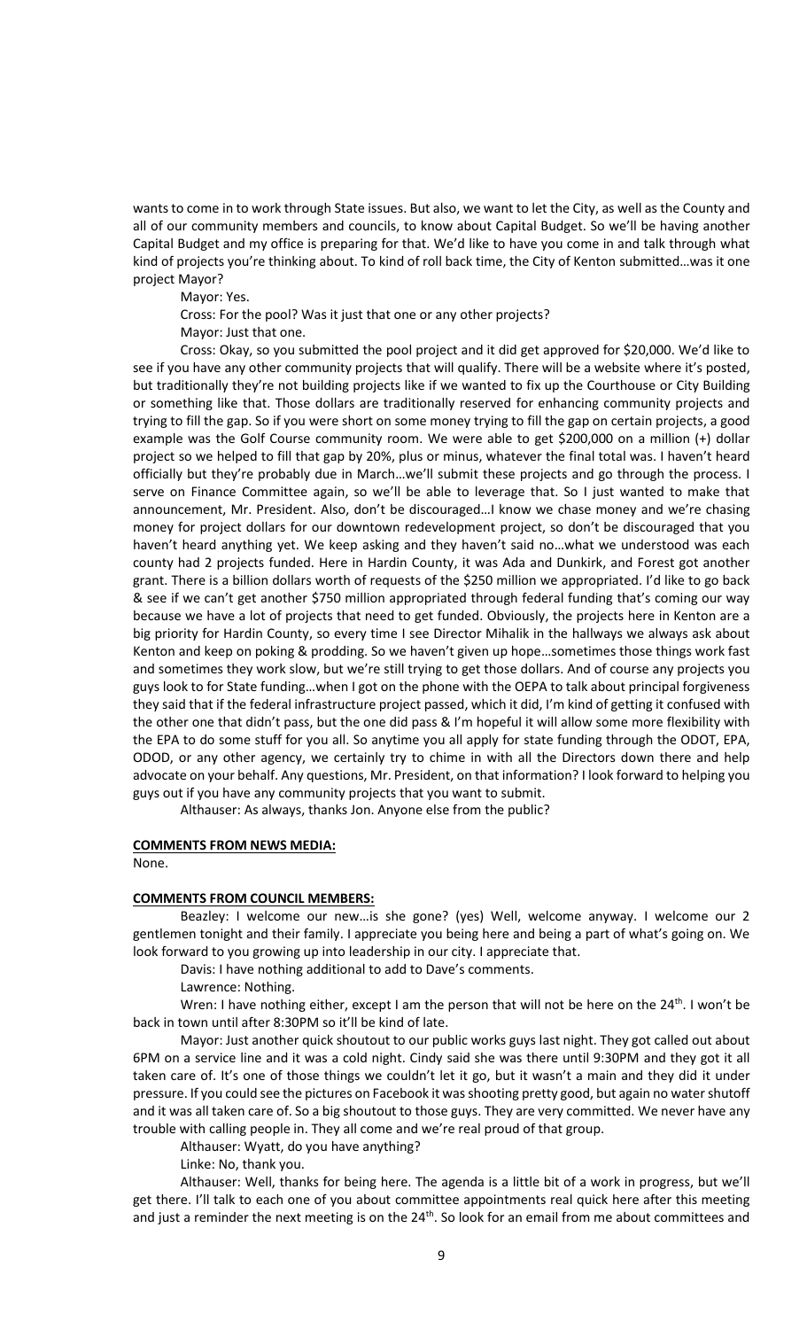wants to come in to work through State issues. But also, we want to let the City, as well as the County and all of our community members and councils, to know about Capital Budget. So we'll be having another Capital Budget and my office is preparing for that. We'd like to have you come in and talk through what kind of projects you're thinking about. To kind of roll back time, the City of Kenton submitted…was it one project Mayor?

Mayor: Yes.

Cross: For the pool? Was it just that one or any other projects?

Mayor: Just that one.

Cross: Okay, so you submitted the pool project and it did get approved for $20,000. We'd like to see if you have any other community projects that will qualify. There will be a website where it's posted, but traditionally they're not building projects like if we wanted to fix up the Courthouse or City Building or something like that. Those dollars are traditionally reserved for enhancing community projects and trying to fill the gap. So if you were short on some money trying to fill the gap on certain projects, a good example was the Golf Course community room. We were able to get $200,000 on a million (+) dollar project so we helped to fill that gap by 20%, plus or minus, whatever the final total was. I haven't heard officially but they're probably due in March…we'll submit these projects and go through the process. I serve on Finance Committee again, so we'll be able to leverage that. So I just wanted to make that announcement, Mr. President. Also, don't be discouraged…I know we chase money and we're chasing money for project dollars for our downtown redevelopment project, so don't be discouraged that you haven't heard anything yet. We keep asking and they haven't said no…what we understood was each county had 2 projects funded. Here in Hardin County, it was Ada and Dunkirk, and Forest got another grant. There is a billion dollars worth of requests of the $250 million we appropriated. I'd like to go back & see if we can't get another $750 million appropriated through federal funding that's coming our way because we have a lot of projects that need to get funded. Obviously, the projects here in Kenton are a big priority for Hardin County, so every time I see Director Mihalik in the hallways we always ask about Kenton and keep on poking & prodding. So we haven't given up hope…sometimes those things work fast and sometimes they work slow, but we're still trying to get those dollars. And of course any projects you guys look to for State funding…when I got on the phone with the OEPA to talk about principal forgiveness they said that if the federal infrastructure project passed, which it did, I'm kind of getting it confused with the other one that didn't pass, but the one did pass & I'm hopeful it will allow some more flexibility with the EPA to do some stuff for you all. So anytime you all apply for state funding through the ODOT, EPA, ODOD, or any other agency, we certainly try to chime in with all the Directors down there and help advocate on your behalf. Any questions, Mr. President, on that information? I look forward to helping you guys out if you have any community projects that you want to submit.

Althauser: As always, thanks Jon. Anyone else from the public?

**COMMENTS FROM NEWS MEDIA:**

None.

**COMMENTS FROM COUNCIL MEMBERS:**

Beazley: I welcome our new…is she gone? (yes) Well, welcome anyway. I welcome our 2 gentlemen tonight and their family. I appreciate you being here and being a part of what's going on. We look forward to you growing up into leadership in our city. I appreciate that.

Davis: I have nothing additional to add to Dave's comments.

Lawrence: Nothing.

Wren: I have nothing either, except I am the person that will not be here on the 24th. I won't be back in town until after 8:30PM so it'll be kind of late.

Mayor: Just another quick shoutout to our public works guys last night. They got called out about 6PM on a service line and it was a cold night. Cindy said she was there until 9:30PM and they got it all taken care of. It's one of those things we couldn't let it go, but it wasn't a main and they did it under pressure. If you could see the pictures on Facebook it was shooting pretty good, but again no water shutoff and it was all taken care of. So a big shoutout to those guys. They are very committed. We never have any trouble with calling people in. They all come and we're real proud of that group.

Althauser: Wyatt, do you have anything?

Linke: No, thank you.

Althauser: Well, thanks for being here. The agenda is a little bit of a work in progress, but we'll get there. I'll talk to each one of you about committee appointments real quick here after this meeting and just a reminder the next meeting is on the 24th. So look for an email from me about committees and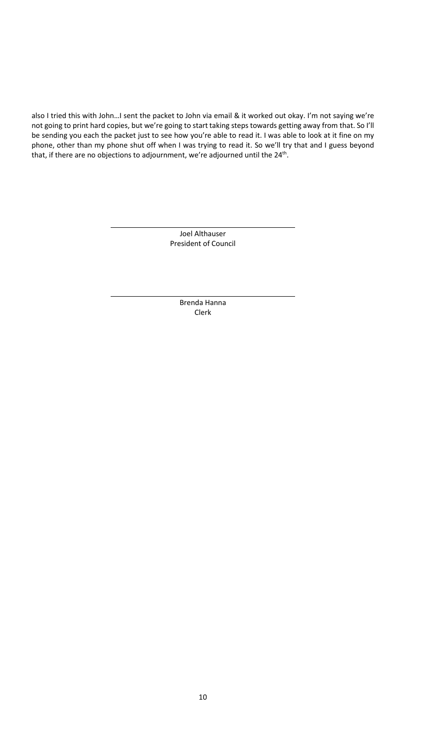also I tried this with John…I sent the packet to John via email & it worked out okay. I'm not saying we're not going to print hard copies, but we're going to start taking steps towards getting away from that. So I'll be sending you each the packet just to see how you're able to read it. I was able to look at it fine on my phone, other than my phone shut off when I was trying to read it. So we'll try that and I guess beyond that, if there are no objections to adjournment, we're adjourned until the 24th.

\_\_\_\_\_\_\_\_\_\_\_\_\_\_\_\_\_\_\_\_\_\_\_\_\_\_\_\_\_\_\_\_\_\_\_\_\_\_\_\_\_

Joel Althauser
President of Council

\_\_\_\_\_\_\_\_\_\_\_\_\_\_\_\_\_\_\_\_\_\_\_\_\_\_\_\_\_\_\_\_\_\_\_\_\_\_\_\_\_

Brenda Hanna
Clerk